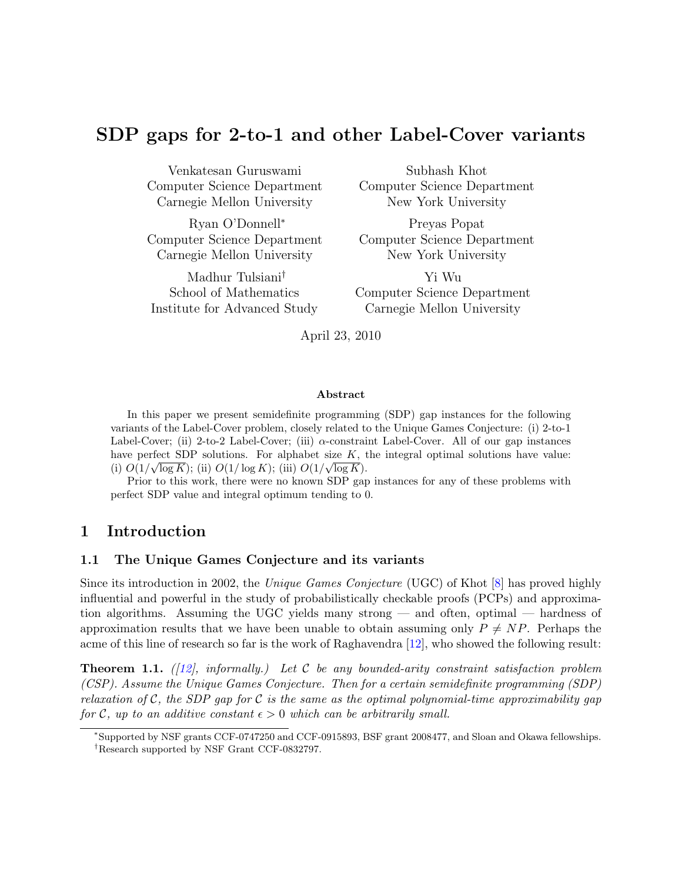# SDP gaps for 2-to-1 and other Label-Cover variants

Venkatesan Guruswami
Computer Science Department
Carnegie Mellon University

Subhash Khot
Computer Science Department
New York University

Ryan O'Donnell*
Computer Science Department
Carnegie Mellon University

Preyas Popat
Computer Science Department
New York University

Madhur Tulsiani†
School of Mathematics
Institute for Advanced Study

Yi Wu
Computer Science Department
Carnegie Mellon University

April 23, 2010

**Abstract**

In this paper we present semidefinite programming (SDP) gap instances for the following variants of the Label-Cover problem, closely related to the Unique Games Conjecture: (i) 2-to-1 Label-Cover; (ii) 2-to-2 Label-Cover; (iii) $\alpha$-constraint Label-Cover. All of our gap instances have perfect SDP solutions. For alphabet size $K$, the integral optimal solutions have value: (i) $O(1/\sqrt{\log K})$; (ii) $O(1/\log K)$; (iii) $O(1/\sqrt{\log K})$.

Prior to this work, there were no known SDP gap instances for any of these problems with perfect SDP value and integral optimum tending to 0.

## 1 Introduction

### 1.1 The Unique Games Conjecture and its variants

Since its introduction in 2002, the *Unique Games Conjecture* (UGC) of Khot [8] has proved highly influential and powerful in the study of probabilistically checkable proofs (PCPs) and approximation algorithms. Assuming the UGC yields many strong — and often, optimal — hardness of approximation results that we have been unable to obtain assuming only $P \neq NP$. Perhaps the acme of this line of research so far is the work of Raghavendra [12], who showed the following result:

**Theorem 1.1.** *([12], informally.) Let $\mathcal{C}$ be any bounded-arity constraint satisfaction problem (CSP). Assume the Unique Games Conjecture. Then for a certain semidefinite programming (SDP) relaxation of $\mathcal{C}$, the SDP gap for $\mathcal{C}$ is the same as the optimal polynomial-time approximability gap for $\mathcal{C}$, up to an additive constant $\epsilon > 0$ which can be arbitrarily small.*

*Supported by NSF grants CCF-0747250 and CCF-0915893, BSF grant 2008477, and Sloan and Okawa fellowships.
†Research supported by NSF Grant CCF-0832797.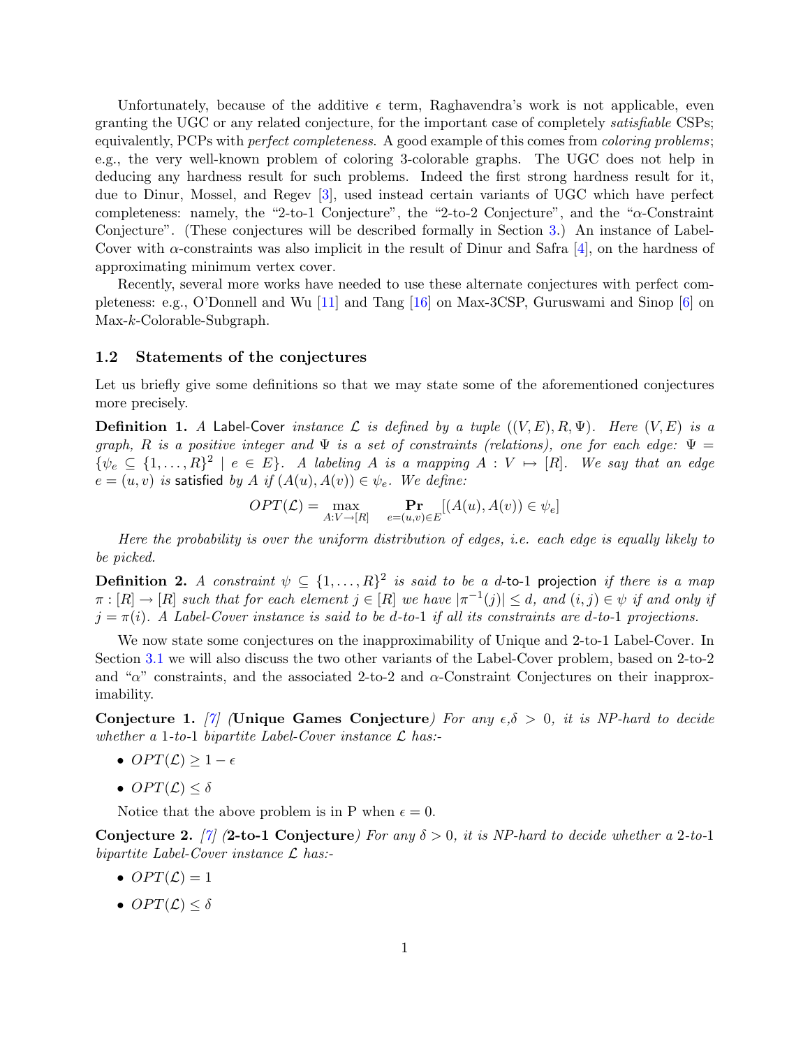Unfortunately, because of the additive $\epsilon$ term, Raghavendra's work is not applicable, even granting the UGC or any related conjecture, for the important case of completely *satisfiable* CSPs; equivalently, PCPs with *perfect completeness*. A good example of this comes from *coloring problems*; e.g., the very well-known problem of coloring 3-colorable graphs. The UGC does not help in deducing any hardness result for such problems. Indeed the first strong hardness result for it, due to Dinur, Mossel, and Regev [3], used instead certain variants of UGC which have perfect completeness: namely, the "2-to-1 Conjecture", the "2-to-2 Conjecture", and the "$\alpha$-Constraint Conjecture". (These conjectures will be described formally in Section 3.) An instance of Label-Cover with $\alpha$-constraints was also implicit in the result of Dinur and Safra [4], on the hardness of approximating minimum vertex cover.

Recently, several more works have needed to use these alternate conjectures with perfect completeness: e.g., O'Donnell and Wu [11] and Tang [16] on Max-3CSP, Guruswami and Sinop [6] on Max-$k$-Colorable-Subgraph.

### 1.2 Statements of the conjectures

Let us briefly give some definitions so that we may state some of the aforementioned conjectures more precisely.

**Definition 1.** *A* Label-Cover *instance $\mathcal{L}$ is defined by a tuple $((V, E), R, \Psi)$. Here $(V, E)$ is a graph, $R$ is a positive integer and $\Psi$ is a set of constraints (relations), one for each edge: $\Psi = \{\psi_e \subseteq \{1, \ldots, R\}^2 \mid e \in E\}$. A labeling $A$ is a mapping $A : V \mapsto [R]$. We say that an edge $e = (u, v)$ is* satisfied *by $A$ if $(A(u), A(v)) \in \psi_e$. We define:*

$$OPT(\mathcal{L}) = \max_{A:V\to[R]} \mathop{\mathbf{Pr}}_{e=(u,v)\in E}[(A(u), A(v)) \in \psi_e]$$

*Here the probability is over the uniform distribution of edges, i.e. each edge is equally likely to be picked.*

**Definition 2.** *A constraint $\psi \subseteq \{1, \ldots, R\}^2$ is said to be a $d$-*to-1 projection *if there is a map $\pi : [R] \to [R]$ such that for each element $j \in [R]$ we have $|\pi^{-1}(j)| \leq d$, and $(i, j) \in \psi$ if and only if $j = \pi(i)$. A Label-Cover instance is said to be $d$-to-1 if all its constraints are $d$-to-1 projections.*

We now state some conjectures on the inapproximability of Unique and 2-to-1 Label-Cover. In Section 3.1 we will also discuss the two other variants of the Label-Cover problem, based on 2-to-2 and "$\alpha$" constraints, and the associated 2-to-2 and $\alpha$-Constraint Conjectures on their inapproximability.

**Conjecture 1.** *[7] (***Unique Games Conjecture***) For any $\epsilon$,$\delta > 0$, it is NP-hard to decide whether a 1-to-1 bipartite Label-Cover instance $\mathcal{L}$ has:-*

- $OPT(\mathcal{L}) \geq 1 - \epsilon$
- $OPT(\mathcal{L}) \leq \delta$

Notice that the above problem is in P when $\epsilon = 0$.

**Conjecture 2.** *[7] (***2-to-1 Conjecture***) For any $\delta > 0$, it is NP-hard to decide whether a 2-to-1 bipartite Label-Cover instance $\mathcal{L}$ has:-*

- $OPT(\mathcal{L}) = 1$
- $OPT(\mathcal{L}) \leq \delta$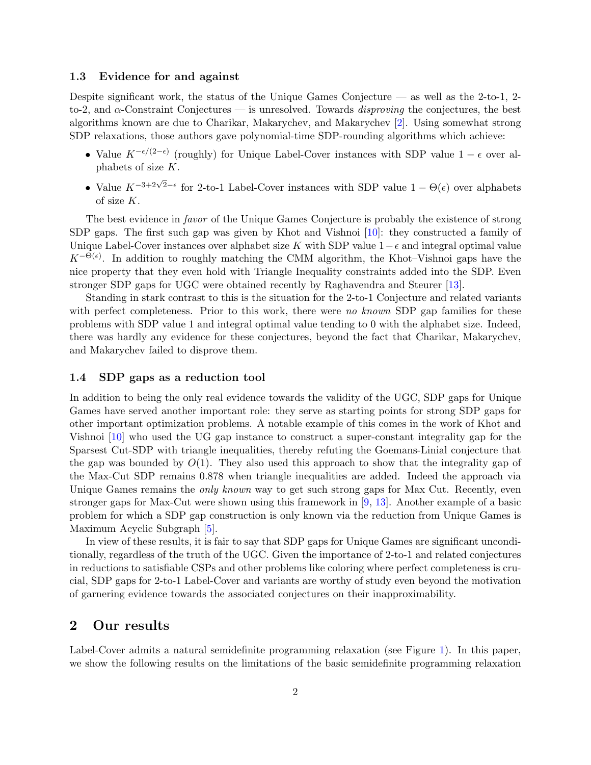### 1.3 Evidence for and against

Despite significant work, the status of the Unique Games Conjecture — as well as the 2-to-1, 2-to-2, and $\alpha$-Constraint Conjectures — is unresolved. Towards *disproving* the conjectures, the best algorithms known are due to Charikar, Makarychev, and Makarychev [2]. Using somewhat strong SDP relaxations, those authors gave polynomial-time SDP-rounding algorithms which achieve:

- Value $K^{-\epsilon/(2-\epsilon)}$ (roughly) for Unique Label-Cover instances with SDP value $1-\epsilon$ over alphabets of size $K$.
- Value $K^{-3+2\sqrt{2}-\epsilon}$ for 2-to-1 Label-Cover instances with SDP value $1-\Theta(\epsilon)$ over alphabets of size $K$.

The best evidence in *favor* of the Unique Games Conjecture is probably the existence of strong SDP gaps. The first such gap was given by Khot and Vishnoi [10]: they constructed a family of Unique Label-Cover instances over alphabet size $K$ with SDP value $1-\epsilon$ and integral optimal value $K^{-\Theta(\epsilon)}$. In addition to roughly matching the CMM algorithm, the Khot–Vishnoi gaps have the nice property that they even hold with Triangle Inequality constraints added into the SDP. Even stronger SDP gaps for UGC were obtained recently by Raghavendra and Steurer [13].

Standing in stark contrast to this is the situation for the 2-to-1 Conjecture and related variants with perfect completeness. Prior to this work, there were *no known* SDP gap families for these problems with SDP value 1 and integral optimal value tending to 0 with the alphabet size. Indeed, there was hardly any evidence for these conjectures, beyond the fact that Charikar, Makarychev, and Makarychev failed to disprove them.

### 1.4 SDP gaps as a reduction tool

In addition to being the only real evidence towards the validity of the UGC, SDP gaps for Unique Games have served another important role: they serve as starting points for strong SDP gaps for other important optimization problems. A notable example of this comes in the work of Khot and Vishnoi [10] who used the UG gap instance to construct a super-constant integrality gap for the Sparsest Cut-SDP with triangle inequalities, thereby refuting the Goemans-Linial conjecture that the gap was bounded by $O(1)$. They also used this approach to show that the integrality gap of the Max-Cut SDP remains 0.878 when triangle inequalities are added. Indeed the approach via Unique Games remains the *only known* way to get such strong gaps for Max Cut. Recently, even stronger gaps for Max-Cut were shown using this framework in [9, 13]. Another example of a basic problem for which a SDP gap construction is only known via the reduction from Unique Games is Maximum Acyclic Subgraph [5].

In view of these results, it is fair to say that SDP gaps for Unique Games are significant unconditionally, regardless of the truth of the UGC. Given the importance of 2-to-1 and related conjectures in reductions to satisfiable CSPs and other problems like coloring where perfect completeness is crucial, SDP gaps for 2-to-1 Label-Cover and variants are worthy of study even beyond the motivation of garnering evidence towards the associated conjectures on their inapproximability.

## 2 Our results

Label-Cover admits a natural semidefinite programming relaxation (see Figure 1). In this paper, we show the following results on the limitations of the basic semidefinite programming relaxation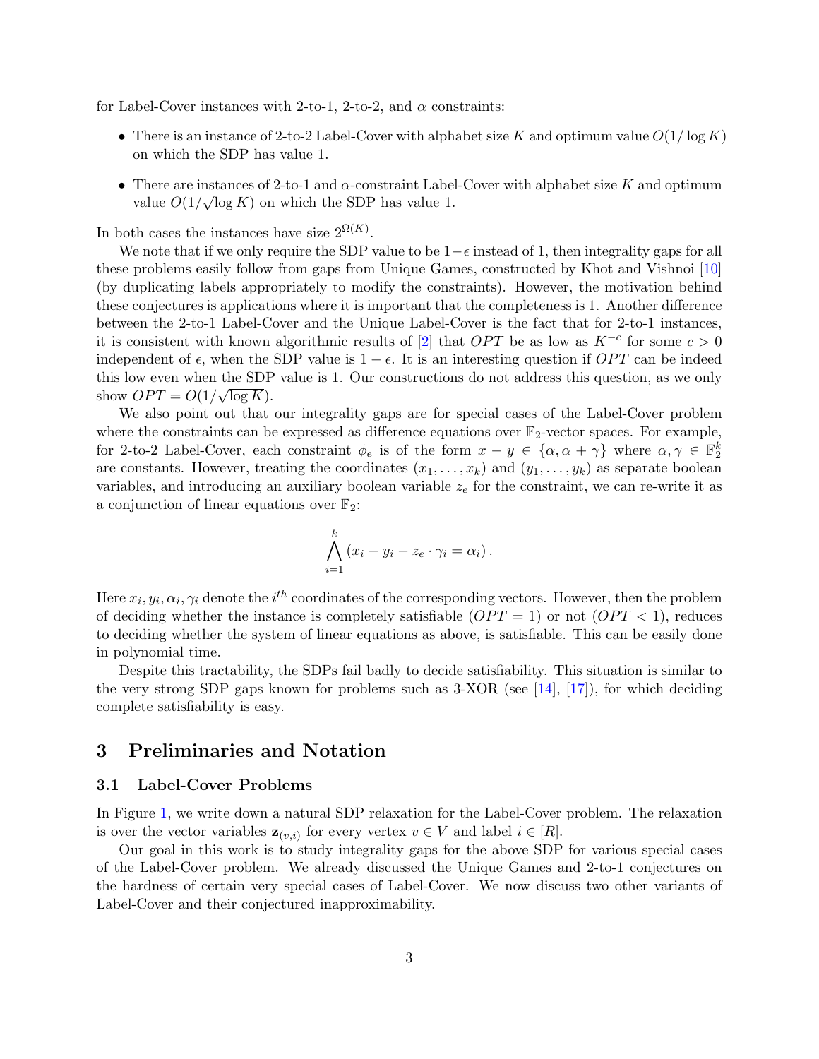for Label-Cover instances with 2-to-1, 2-to-2, and $\alpha$ constraints:

- There is an instance of 2-to-2 Label-Cover with alphabet size $K$ and optimum value $O(1/\log K)$ on which the SDP has value 1.
- There are instances of 2-to-1 and $\alpha$-constraint Label-Cover with alphabet size $K$ and optimum value $O(1/\sqrt{\log K})$ on which the SDP has value 1.

In both cases the instances have size $2^{\Omega(K)}$.

We note that if we only require the SDP value to be $1-\epsilon$ instead of 1, then integrality gaps for all these problems easily follow from gaps from Unique Games, constructed by Khot and Vishnoi [10] (by duplicating labels appropriately to modify the constraints). However, the motivation behind these conjectures is applications where it is important that the completeness is 1. Another difference between the 2-to-1 Label-Cover and the Unique Label-Cover is the fact that for 2-to-1 instances, it is consistent with known algorithmic results of [2] that $OPT$ be as low as $K^{-c}$ for some $c > 0$ independent of $\epsilon$, when the SDP value is $1 - \epsilon$. It is an interesting question if $OPT$ can be indeed this low even when the SDP value is 1. Our constructions do not address this question, as we only show $OPT = O(1/\sqrt{\log K})$.

We also point out that our integrality gaps are for special cases of the Label-Cover problem where the constraints can be expressed as difference equations over $\mathbb{F}_2$-vector spaces. For example, for 2-to-2 Label-Cover, each constraint $\phi_e$ is of the form $x - y \in \{\alpha, \alpha + \gamma\}$ where $\alpha, \gamma \in \mathbb{F}_2^k$ are constants. However, treating the coordinates $(x_1, \ldots, x_k)$ and $(y_1, \ldots, y_k)$ as separate boolean variables, and introducing an auxiliary boolean variable $z_e$ for the constraint, we can re-write it as a conjunction of linear equations over $\mathbb{F}_2$:

$$\bigwedge_{i=1}^{k} \left(x_i - y_i - z_e \cdot \gamma_i = \alpha_i\right).$$

Here $x_i, y_i, \alpha_i, \gamma_i$ denote the $i^{th}$ coordinates of the corresponding vectors. However, then the problem of deciding whether the instance is completely satisfiable ($OPT = 1$) or not ($OPT < 1$), reduces to deciding whether the system of linear equations as above, is satisfiable. This can be easily done in polynomial time.

Despite this tractability, the SDPs fail badly to decide satisfiability. This situation is similar to the very strong SDP gaps known for problems such as 3-XOR (see [14], [17]), for which deciding complete satisfiability is easy.

# 3 Preliminaries and Notation

## 3.1 Label-Cover Problems

In Figure 1, we write down a natural SDP relaxation for the Label-Cover problem. The relaxation is over the vector variables $\mathbf{z}_{(v,i)}$ for every vertex $v \in V$ and label $i \in [R]$.

Our goal in this work is to study integrality gaps for the above SDP for various special cases of the Label-Cover problem. We already discussed the Unique Games and 2-to-1 conjectures on the hardness of certain very special cases of Label-Cover. We now discuss two other variants of Label-Cover and their conjectured inapproximability.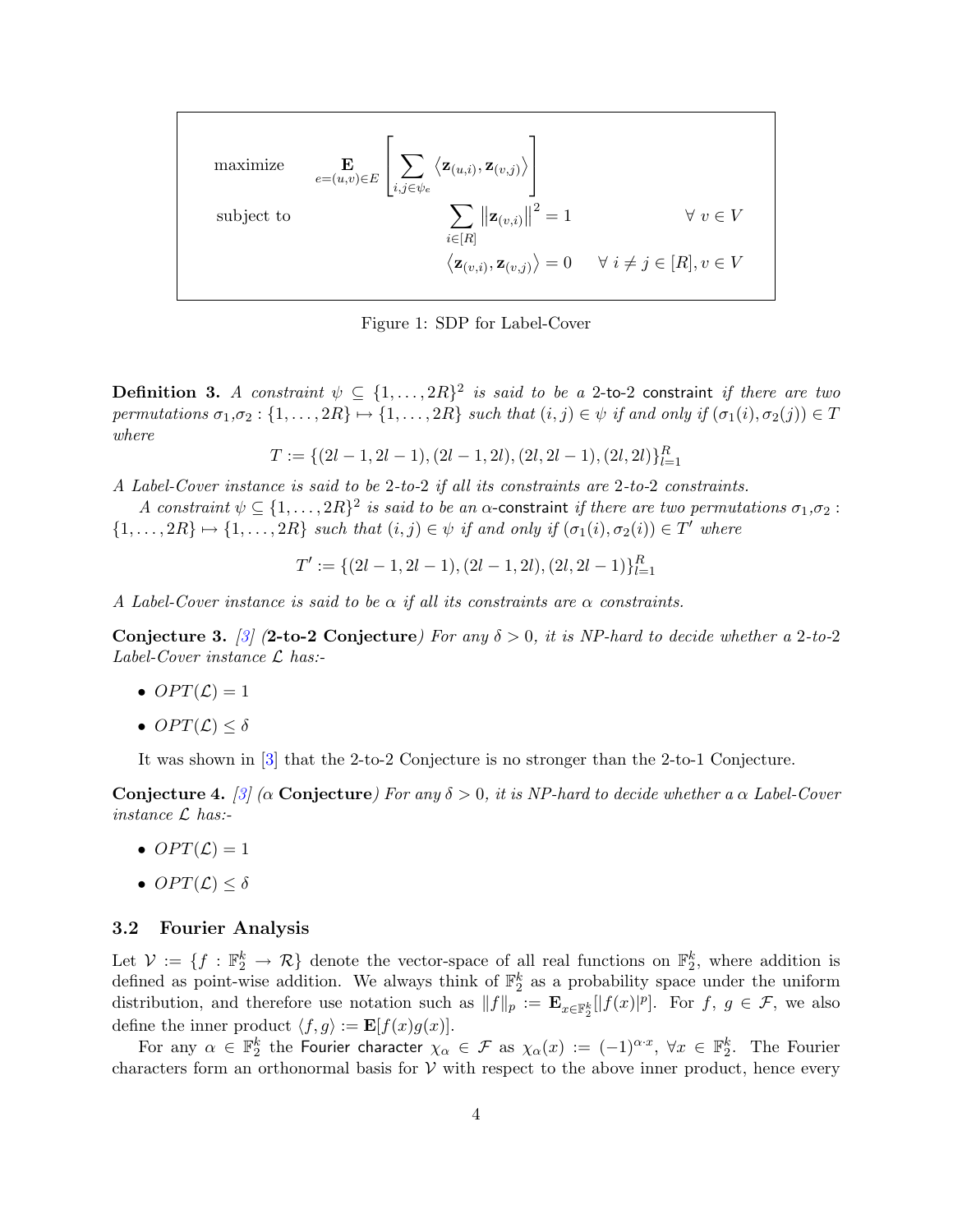$$
\begin{array}{lll}
\text{maximize} & \mathop{\mathbf{E}}_{e=(u,v)\in E}\left[\sum_{i,j\in\psi_e}\left\langle \mathbf{z}_{(u,i)}, \mathbf{z}_{(v,j)}\right\rangle\right] & \\
\text{subject to} & \sum_{i\in[R]}\left\|\mathbf{z}_{(v,i)}\right\|^2 = 1 & \forall\ v\in V \\
& \left\langle \mathbf{z}_{(v,i)}, \mathbf{z}_{(v,j)}\right\rangle = 0 & \forall\ i\neq j\in[R], v\in V
\end{array}
$$

Figure 1: SDP for Label-Cover

**Definition 3.** *A constraint $\psi \subseteq \{1,\ldots,2R\}^2$ is said to be a* 2-to-2 constraint *if there are two permutations $\sigma_1,\sigma_2 : \{1,\ldots,2R\} \mapsto \{1,\ldots,2R\}$ such that $(i,j)\in\psi$ if and only if $(\sigma_1(i),\sigma_2(j))\in T$ where*

$$T := \{(2l-1,2l-1),(2l-1,2l),(2l,2l-1),(2l,2l)\}_{l=1}^{R}$$

*A Label-Cover instance is said to be 2-to-2 if all its constraints are 2-to-2 constraints.*

*A constraint $\psi \subseteq \{1,\ldots,2R\}^2$ is said to be an* $\alpha$-constraint *if there are two permutations $\sigma_1,\sigma_2 : \{1,\ldots,2R\} \mapsto \{1,\ldots,2R\}$ such that $(i,j)\in\psi$ if and only if $(\sigma_1(i),\sigma_2(i))\in T'$ where*

$$T' := \{(2l-1,2l-1),(2l-1,2l),(2l,2l-1)\}_{l=1}^{R}$$

*A Label-Cover instance is said to be $\alpha$ if all its constraints are $\alpha$ constraints.*

**Conjecture 3.** *[3] (**2-to-2 Conjecture**) For any $\delta>0$, it is NP-hard to decide whether a 2-to-2 Label-Cover instance $\mathcal{L}$ has:-*

- *$OPT(\mathcal{L}) = 1$*
- *$OPT(\mathcal{L}) \leq \delta$*

It was shown in [3] that the 2-to-2 Conjecture is no stronger than the 2-to-1 Conjecture.

**Conjecture 4.** *[3] ($\alpha$ **Conjecture**) For any $\delta>0$, it is NP-hard to decide whether a $\alpha$ Label-Cover instance $\mathcal{L}$ has:-*

- *$OPT(\mathcal{L}) = 1$*
- *$OPT(\mathcal{L}) \leq \delta$*

### 3.2 Fourier Analysis

Let $\mathcal{V} := \{f : \mathbb{F}_2^k \to \mathcal{R}\}$ denote the vector-space of all real functions on $\mathbb{F}_2^k$, where addition is defined as point-wise addition. We always think of $\mathbb{F}_2^k$ as a probability space under the uniform distribution, and therefore use notation such as $\|f\|_p := \mathbf{E}_{x\in\mathbb{F}_2^k}[|f(x)|^p]$. For $f,\ g\in\mathcal{F}$, we also define the inner product $\langle f,g\rangle := \mathbf{E}[f(x)g(x)]$.

For any $\alpha\in\mathbb{F}_2^k$ the Fourier character $\chi_\alpha\in\mathcal{F}$ as $\chi_\alpha(x) := (-1)^{\alpha\cdot x}$, $\forall x\in\mathbb{F}_2^k$. The Fourier characters form an orthonormal basis for $\mathcal{V}$ with respect to the above inner product, hence every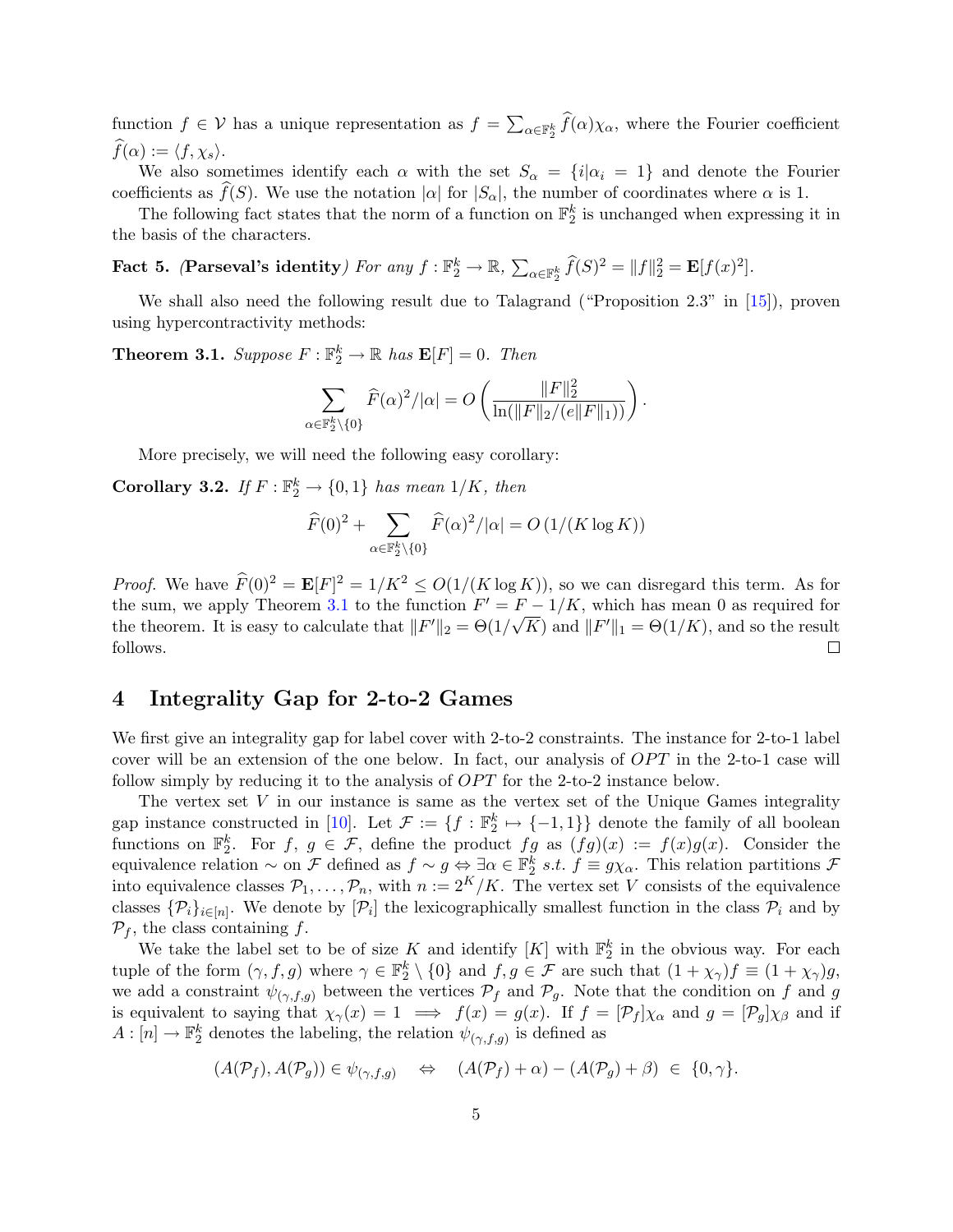function $f \in \mathcal{V}$ has a unique representation as $f = \sum_{\alpha \in \mathbb{F}_2^k} \widehat{f}(\alpha)\chi_\alpha$, where the Fourier coefficient $\widehat{f}(\alpha) := \langle f, \chi_s \rangle$.

We also sometimes identify each $\alpha$ with the set $S_\alpha = \{i | \alpha_i = 1\}$ and denote the Fourier coefficients as $\widehat{f}(S)$. We use the notation $|\alpha|$ for $|S_\alpha|$, the number of coordinates where $\alpha$ is 1.

The following fact states that the norm of a function on $\mathbb{F}_2^k$ is unchanged when expressing it in the basis of the characters.

**Fact 5.** *(**Parseval's identity**) For any $f : \mathbb{F}_2^k \to \mathbb{R}$, $\sum_{\alpha \in \mathbb{F}_2^k} \widehat{f}(S)^2 = \|f\|_2^2 = \mathbf{E}[f(x)^2]$.*

We shall also need the following result due to Talagrand ("Proposition 2.3" in [15]), proven using hypercontractivity methods:

**Theorem 3.1.** *Suppose $F : \mathbb{F}_2^k \to \mathbb{R}$ has $\mathbf{E}[F] = 0$. Then*

$$\sum_{\alpha \in \mathbb{F}_2^k \setminus \{0\}} \widehat{F}(\alpha)^2 / |\alpha| = O\left(\frac{\|F\|_2^2}{\ln(\|F\|_2 / (e\|F\|_1))}\right).$$

More precisely, we will need the following easy corollary:

**Corollary 3.2.** *If $F : \mathbb{F}_2^k \to \{0, 1\}$ has mean $1/K$, then*

$$\widehat{F}(0)^2 + \sum_{\alpha \in \mathbb{F}_2^k \setminus \{0\}} \widehat{F}(\alpha)^2 / |\alpha| = O\left(1/(K \log K)\right)$$

*Proof.* We have $\widehat{F}(0)^2 = \mathbf{E}[F]^2 = 1/K^2 \le O(1/(K \log K))$, so we can disregard this term. As for the sum, we apply Theorem 3.1 to the function $F' = F - 1/K$, which has mean 0 as required for the theorem. It is easy to calculate that $\|F'\|_2 = \Theta(1/\sqrt{K})$ and $\|F'\|_1 = \Theta(1/K)$, and so the result follows. $\square$

## 4 Integrality Gap for 2-to-2 Games

We first give an integrality gap for label cover with 2-to-2 constraints. The instance for 2-to-1 label cover will be an extension of the one below. In fact, our analysis of $OPT$ in the 2-to-1 case will follow simply by reducing it to the analysis of $OPT$ for the 2-to-2 instance below.

The vertex set $V$ in our instance is same as the vertex set of the Unique Games integrality gap instance constructed in [10]. Let $\mathcal{F} := \{f : \mathbb{F}_2^k \mapsto \{-1, 1\}\}$ denote the family of all boolean functions on $\mathbb{F}_2^k$. For $f, g \in \mathcal{F}$, define the product $fg$ as $(fg)(x) := f(x)g(x)$. Consider the equivalence relation $\sim$ on $\mathcal{F}$ defined as $f \sim g \Leftrightarrow \exists \alpha \in \mathbb{F}_2^k$ *s.t.* $f \equiv g\chi_\alpha$. This relation partitions $\mathcal{F}$ into equivalence classes $\mathcal{P}_1, \ldots, \mathcal{P}_n$, with $n := 2^K/K$. The vertex set $V$ consists of the equivalence classes $\{\mathcal{P}_i\}_{i \in [n]}$. We denote by $[\mathcal{P}_i]$ the lexicographically smallest function in the class $\mathcal{P}_i$ and by $\mathcal{P}_f$, the class containing $f$.

We take the label set to be of size $K$ and identify $[K]$ with $\mathbb{F}_2^k$ in the obvious way. For each tuple of the form $(\gamma, f, g)$ where $\gamma \in \mathbb{F}_2^k \setminus \{0\}$ and $f, g \in \mathcal{F}$ are such that $(1 + \chi_\gamma)f \equiv (1 + \chi_\gamma)g$, we add a constraint $\psi_{(\gamma, f, g)}$ between the vertices $\mathcal{P}_f$ and $\mathcal{P}_g$. Note that the condition on $f$ and $g$ is equivalent to saying that $\chi_\gamma(x) = 1 \implies f(x) = g(x)$. If $f = [\mathcal{P}_f]\chi_\alpha$ and $g = [\mathcal{P}_g]\chi_\beta$ and if $A : [n] \to \mathbb{F}_2^k$ denotes the labeling, the relation $\psi_{(\gamma, f, g)}$ is defined as

$$(A(\mathcal{P}_f), A(\mathcal{P}_g)) \in \psi_{(\gamma, f, g)} \quad \Leftrightarrow \quad (A(\mathcal{P}_f) + \alpha) - (A(\mathcal{P}_g) + \beta) \ \in \ \{0, \gamma\}.$$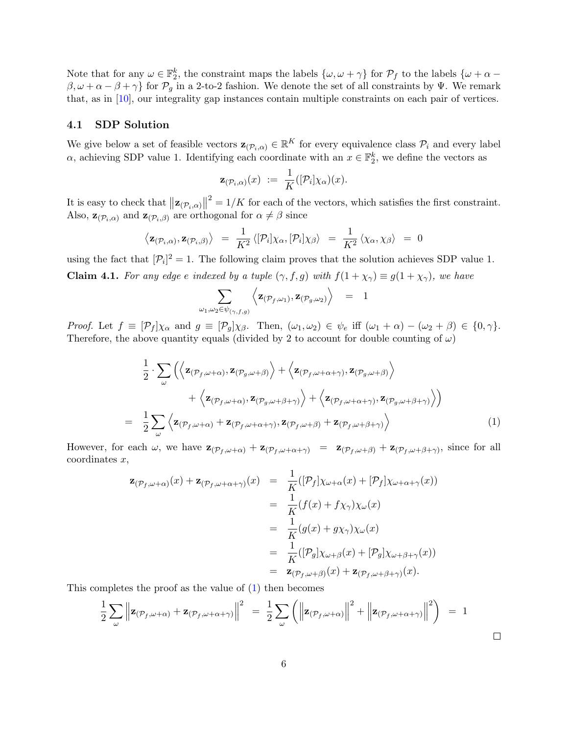Note that for any $\omega \in \mathbb{F}_2^k$, the constraint maps the labels $\{\omega, \omega+\gamma\}$ for $\mathcal{P}_f$ to the labels $\{\omega+\alpha-\beta, \omega+\alpha-\beta+\gamma\}$ for $\mathcal{P}_g$ in a 2-to-2 fashion. We denote the set of all constraints by $\Psi$. We remark that, as in [10], our integrality gap instances contain multiple constraints on each pair of vertices.

## 4.1 SDP Solution

We give below a set of feasible vectors $\mathbf{z}_{(\mathcal{P}_i,\alpha)} \in \mathbb{R}^K$ for every equivalence class $\mathcal{P}_i$ and every label $\alpha$, achieving SDP value 1. Identifying each coordinate with an $x \in \mathbb{F}_2^k$, we define the vectors as

$$\mathbf{z}_{(\mathcal{P}_i,\alpha)}(x) \ := \ \frac{1}{K}([\mathcal{P}_i]\chi_\alpha)(x).$$

It is easy to check that $\left\|\mathbf{z}_{(\mathcal{P}_i,\alpha)}\right\|^2 = 1/K$ for each of the vectors, which satisfies the first constraint. Also, $\mathbf{z}_{(\mathcal{P}_i,\alpha)}$ and $\mathbf{z}_{(\mathcal{P}_i,\beta)}$ are orthogonal for $\alpha \neq \beta$ since

$$\left\langle \mathbf{z}_{(\mathcal{P}_i,\alpha)}, \mathbf{z}_{(\mathcal{P}_i,\beta)} \right\rangle \ = \ \frac{1}{K^2}\left\langle [\mathcal{P}_i]\chi_\alpha, [\mathcal{P}_i]\chi_\beta \right\rangle \ = \ \frac{1}{K^2}\left\langle \chi_\alpha, \chi_\beta \right\rangle \ = \ 0$$

using the fact that $[\mathcal{P}_i]^2 = 1$. The following claim proves that the solution achieves SDP value 1.

**Claim 4.1.** *For any edge $e$ indexed by a tuple $(\gamma, f, g)$ with $f(1+\chi_\gamma) \equiv g(1+\chi_\gamma)$, we have*

$$\sum_{\omega_1,\omega_2 \in \psi_{(\gamma,f,g)}} \left\langle \mathbf{z}_{(\mathcal{P}_f,\omega_1)}, \mathbf{z}_{(\mathcal{P}_g,\omega_2)} \right\rangle \ = \ 1$$

*Proof.* Let $f \equiv [\mathcal{P}_f]\chi_\alpha$ and $g \equiv [\mathcal{P}_g]\chi_\beta$. Then, $(\omega_1,\omega_2) \in \psi_e$ iff $(\omega_1+\alpha)-(\omega_2+\beta) \in \{0,\gamma\}$. Therefore, the above quantity equals (divided by 2 to account for double counting of $\omega$)

$$\begin{aligned}
&\frac{1}{2}\cdot\sum_\omega \Big( \left\langle \mathbf{z}_{(\mathcal{P}_f,\omega+\alpha)}, \mathbf{z}_{(\mathcal{P}_g,\omega+\beta)} \right\rangle + \left\langle \mathbf{z}_{(\mathcal{P}_f,\omega+\alpha+\gamma)}, \mathbf{z}_{(\mathcal{P}_g,\omega+\beta)} \right\rangle \\
&\qquad + \left\langle \mathbf{z}_{(\mathcal{P}_f,\omega+\alpha)}, \mathbf{z}_{(\mathcal{P}_g,\omega+\beta+\gamma)} \right\rangle + \left\langle \mathbf{z}_{(\mathcal{P}_f,\omega+\alpha+\gamma)}, \mathbf{z}_{(\mathcal{P}_g,\omega+\beta+\gamma)} \right\rangle \Big) \\
= \ &\frac{1}{2}\sum_\omega \left\langle \mathbf{z}_{(\mathcal{P}_f,\omega+\alpha)} + \mathbf{z}_{(\mathcal{P}_f,\omega+\alpha+\gamma)}, \mathbf{z}_{(\mathcal{P}_f,\omega+\beta)} + \mathbf{z}_{(\mathcal{P}_f,\omega+\beta+\gamma)} \right\rangle \qquad (1)
\end{aligned}$$

However, for each $\omega$, we have $\mathbf{z}_{(\mathcal{P}_f,\omega+\alpha)} + \mathbf{z}_{(\mathcal{P}_f,\omega+\alpha+\gamma)} \ = \ \mathbf{z}_{(\mathcal{P}_f,\omega+\beta)} + \mathbf{z}_{(\mathcal{P}_f,\omega+\beta+\gamma)}$, since for all coordinates $x$,

$$\begin{aligned}
\mathbf{z}_{(\mathcal{P}_f,\omega+\alpha)}(x) + \mathbf{z}_{(\mathcal{P}_f,\omega+\alpha+\gamma)}(x) \ &= \ \frac{1}{K}([\mathcal{P}_f]\chi_{\omega+\alpha}(x) + [\mathcal{P}_f]\chi_{\omega+\alpha+\gamma}(x)) \\
&= \ \frac{1}{K}(f(x) + f\chi_\gamma)\chi_\omega(x) \\
&= \ \frac{1}{K}(g(x) + g\chi_\gamma)\chi_\omega(x) \\
&= \ \frac{1}{K}([\mathcal{P}_g]\chi_{\omega+\beta}(x) + [\mathcal{P}_g]\chi_{\omega+\beta+\gamma}(x)) \\
&= \ \mathbf{z}_{(\mathcal{P}_f,\omega+\beta)}(x) + \mathbf{z}_{(\mathcal{P}_f,\omega+\beta+\gamma)}(x).
\end{aligned}$$

This completes the proof as the value of (1) then becomes

$$\frac{1}{2}\sum_\omega \left\|\mathbf{z}_{(\mathcal{P}_f,\omega+\alpha)} + \mathbf{z}_{(\mathcal{P}_f,\omega+\alpha+\gamma)}\right\|^2 \ = \ \frac{1}{2}\sum_\omega \left( \left\|\mathbf{z}_{(\mathcal{P}_f,\omega+\alpha)}\right\|^2 + \left\|\mathbf{z}_{(\mathcal{P}_f,\omega+\alpha+\gamma)}\right\|^2 \right) \ = \ 1$$

□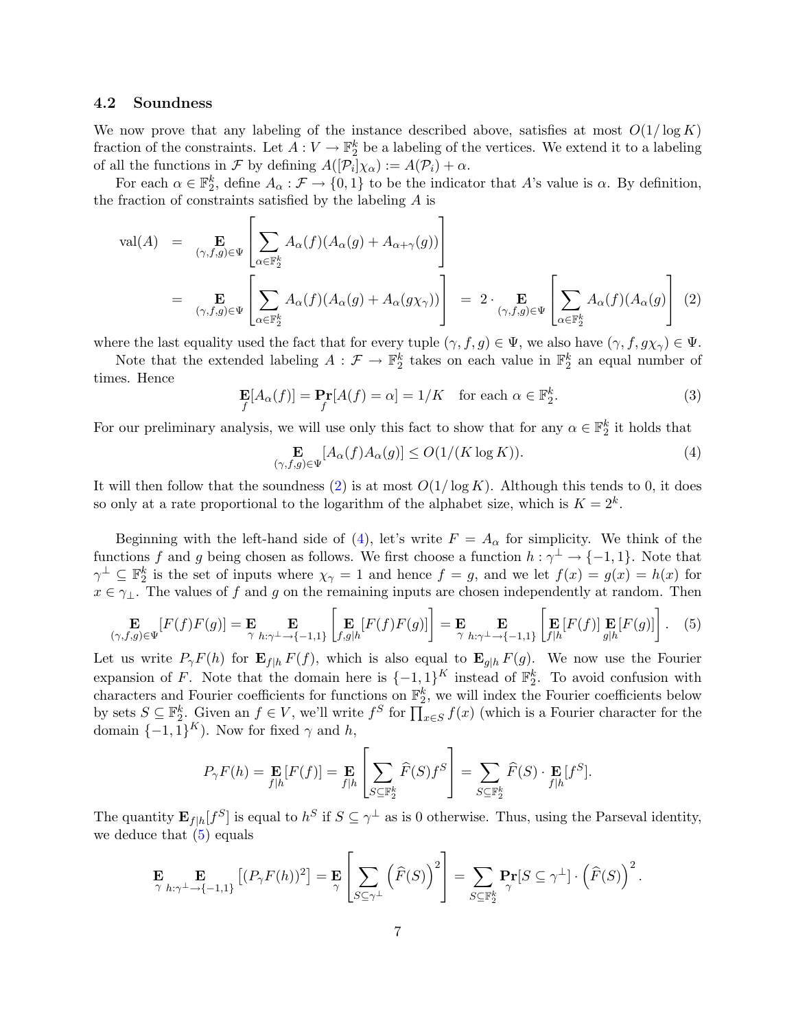### 4.2 Soundness

We now prove that any labeling of the instance described above, satisfies at most $O(1/\log K)$ fraction of the constraints. Let $A : V \to \mathbb{F}_2^k$ be a labeling of the vertices. We extend it to a labeling of all the functions in $\mathcal{F}$ by defining $A([\mathcal{P}_i]\chi_\alpha) := A(\mathcal{P}_i) + \alpha$.

For each $\alpha \in \mathbb{F}_2^k$, define $A_\alpha : \mathcal{F} \to \{0,1\}$ to be the indicator that $A$'s value is $\alpha$. By definition, the fraction of constraints satisfied by the labeling $A$ is

$$
\begin{aligned}
\mathrm{val}(A) &= \mathop{\mathbf{E}}_{(\gamma,f,g)\in\Psi}\left[\sum_{\alpha\in\mathbb{F}_2^k} A_\alpha(f)(A_\alpha(g) + A_{\alpha+\gamma}(g))\right] \\
&= \mathop{\mathbf{E}}_{(\gamma,f,g)\in\Psi}\left[\sum_{\alpha\in\mathbb{F}_2^k} A_\alpha(f)(A_\alpha(g) + A_\alpha(g\chi_\gamma))\right] \;=\; 2\cdot \mathop{\mathbf{E}}_{(\gamma,f,g)\in\Psi}\left[\sum_{\alpha\in\mathbb{F}_2^k} A_\alpha(f)(A_\alpha(g)\right] \quad (2)
\end{aligned}
$$

where the last equality used the fact that for every tuple $(\gamma, f, g) \in \Psi$, we also have $(\gamma, f, g\chi_\gamma) \in \Psi$.

Note that the extended labeling $A : \mathcal{F} \to \mathbb{F}_2^k$ takes on each value in $\mathbb{F}_2^k$ an equal number of times. Hence

$$
\mathop{\mathbf{E}}_f[A_\alpha(f)] = \mathop{\mathbf{Pr}}_f[A(f) = \alpha] = 1/K \quad \text{for each } \alpha \in \mathbb{F}_2^k. \quad (3)
$$

For our preliminary analysis, we will use only this fact to show that for any $\alpha \in \mathbb{F}_2^k$ it holds that

$$
\mathop{\mathbf{E}}_{(\gamma,f,g)\in\Psi}[A_\alpha(f)A_\alpha(g)] \le O(1/(K\log K)). \quad (4)
$$

It will then follow that the soundness (2) is at most $O(1/\log K)$. Although this tends to 0, it does so only at a rate proportional to the logarithm of the alphabet size, which is $K = 2^k$.

Beginning with the left-hand side of (4), let's write $F = A_\alpha$ for simplicity. We think of the functions $f$ and $g$ being chosen as follows. We first choose a function $h : \gamma^\perp \to \{-1,1\}$. Note that $\gamma^\perp \subseteq \mathbb{F}_2^k$ is the set of inputs where $\chi_\gamma = 1$ and hence $f = g$, and we let $f(x) = g(x) = h(x)$ for $x \in \gamma_\perp$. The values of $f$ and $g$ on the remaining inputs are chosen independently at random. Then

$$
\mathop{\mathbf{E}}_{(\gamma,f,g)\in\Psi}[F(f)F(g)] = \mathop{\mathbf{E}}_{\gamma}\mathop{\mathbf{E}}_{h:\gamma^\perp\to\{-1,1\}}\left[\mathop{\mathbf{E}}_{f,g|h}[F(f)F(g)]\right] = \mathop{\mathbf{E}}_{\gamma}\mathop{\mathbf{E}}_{h:\gamma^\perp\to\{-1,1\}}\left[\mathop{\mathbf{E}}_{f|h}[F(f)]\mathop{\mathbf{E}}_{g|h}[F(g)]\right]. \quad (5)
$$

Let us write $P_\gamma F(h)$ for $\mathbf{E}_{f|h} F(f)$, which is also equal to $\mathbf{E}_{g|h} F(g)$. We now use the Fourier expansion of $F$. Note that the domain here is $\{-1,1\}^K$ instead of $\mathbb{F}_2^k$. To avoid confusion with characters and Fourier coefficients for functions on $\mathbb{F}_2^k$, we will index the Fourier coefficients below by sets $S \subseteq \mathbb{F}_2^k$. Given an $f \in V$, we'll write $f^S$ for $\prod_{x\in S} f(x)$ (which is a Fourier character for the domain $\{-1,1\}^K$). Now for fixed $\gamma$ and $h$,

$$
P_\gamma F(h) = \mathop{\mathbf{E}}_{f|h}[F(f)] = \mathop{\mathbf{E}}_{f|h}\left[\sum_{S\subseteq\mathbb{F}_2^k}\widehat{F}(S)f^S\right] = \sum_{S\subseteq\mathbb{F}_2^k}\widehat{F}(S)\cdot\mathop{\mathbf{E}}_{f|h}[f^S].
$$

The quantity $\mathbf{E}_{f|h}[f^S]$ is equal to $h^S$ if $S \subseteq \gamma^\perp$ as is 0 otherwise. Thus, using the Parseval identity, we deduce that (5) equals

$$
\mathop{\mathbf{E}}_{\gamma}\mathop{\mathbf{E}}_{h:\gamma^\perp\to\{-1,1\}}\left[(P_\gamma F(h))^2\right] = \mathop{\mathbf{E}}_{\gamma}\left[\sum_{S\subseteq\gamma^\perp}\left(\widehat{F}(S)\right)^2\right] = \sum_{S\subseteq\mathbb{F}_2^k}\mathop{\mathbf{Pr}}_{\gamma}[S\subseteq\gamma^\perp]\cdot\left(\widehat{F}(S)\right)^2.
$$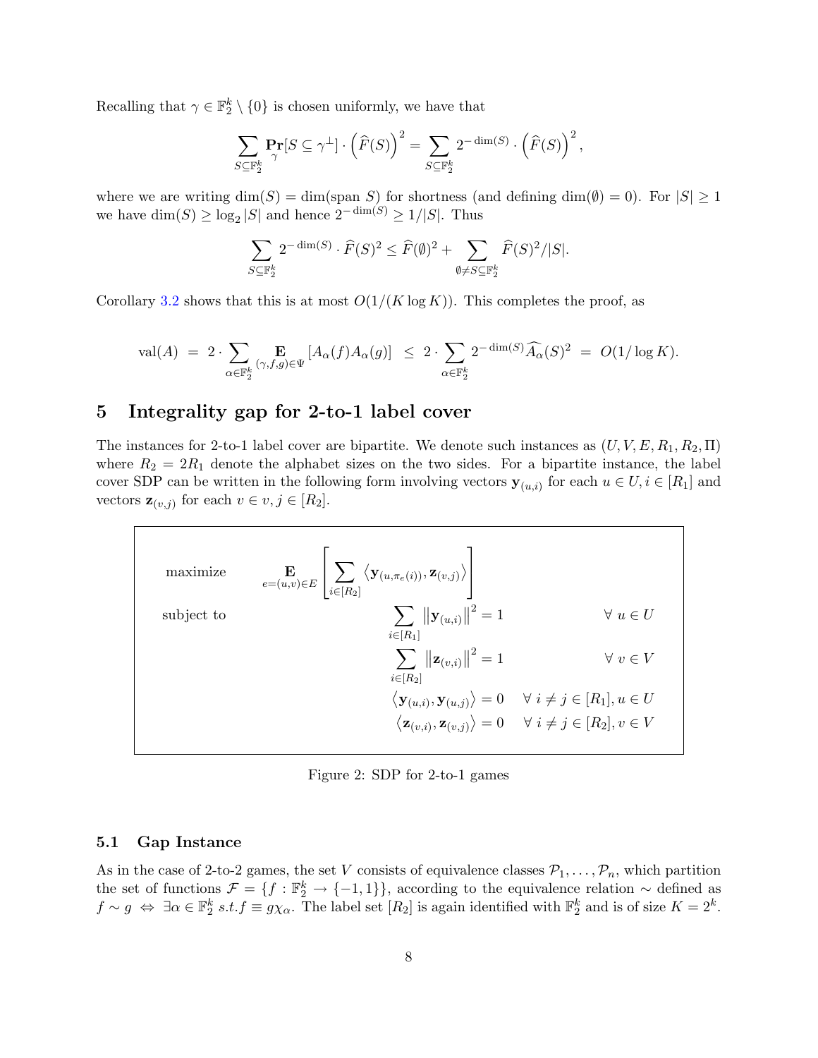Recalling that $\gamma \in \mathbb{F}_2^k \setminus \{0\}$ is chosen uniformly, we have that

$$\sum_{S \subseteq \mathbb{F}_2^k} \Pr_{\gamma}[S \subseteq \gamma^{\perp}] \cdot \left(\widehat{F}(S)\right)^2 = \sum_{S \subseteq \mathbb{F}_2^k} 2^{-\dim(S)} \cdot \left(\widehat{F}(S)\right)^2,$$

where we are writing $\dim(S) = \dim(\text{span } S)$ for shortness (and defining $\dim(\emptyset) = 0$). For $|S| \geq 1$ we have $\dim(S) \geq \log_2 |S|$ and hence $2^{-\dim(S)} \geq 1/|S|$. Thus

$$\sum_{S \subseteq \mathbb{F}_2^k} 2^{-\dim(S)} \cdot \widehat{F}(S)^2 \leq \widehat{F}(\emptyset)^2 + \sum_{\emptyset \neq S \subseteq \mathbb{F}_2^k} \widehat{F}(S)^2/|S|.$$

Corollary 3.2 shows that this is at most $O(1/(K \log K))$. This completes the proof, as

$$\text{val}(A) \;=\; 2 \cdot \sum_{\alpha \in \mathbb{F}_2^k} \mathop{\mathbf{E}}_{(\gamma, f, g) \in \Psi} [A_\alpha(f) A_\alpha(g)] \;\leq\; 2 \cdot \sum_{\alpha \in \mathbb{F}_2^k} 2^{-\dim(S)} \widehat{A_\alpha}(S)^2 \;=\; O(1/\log K).$$

## 5 Integrality gap for 2-to-1 label cover

The instances for 2-to-1 label cover are bipartite. We denote such instances as $(U, V, E, R_1, R_2, \Pi)$ where $R_2 = 2R_1$ denote the alphabet sizes on the two sides. For a bipartite instance, the label cover SDP can be written in the following form involving vectors $\mathbf{y}_{(u,i)}$ for each $u \in U, i \in [R_1]$ and vectors $\mathbf{z}_{(v,j)}$ for each $v \in v, j \in [R_2]$.

$$\begin{array}{lll}
\text{maximize} & \mathop{\mathbf{E}}_{e=(u,v) \in E} \left[ \sum_{i \in [R_2]} \left\langle \mathbf{y}_{(u, \pi_e(i))}, \mathbf{z}_{(v,j)} \right\rangle \right] & \\
\text{subject to} & \sum_{i \in [R_1]} \left\| \mathbf{y}_{(u,i)} \right\|^2 = 1 & \forall\, u \in U \\
& \sum_{i \in [R_2]} \left\| \mathbf{z}_{(v,i)} \right\|^2 = 1 & \forall\, v \in V \\
& \left\langle \mathbf{y}_{(u,i)}, \mathbf{y}_{(u,j)} \right\rangle = 0 & \forall\, i \neq j \in [R_1], u \in U \\
& \left\langle \mathbf{z}_{(v,i)}, \mathbf{z}_{(v,j)} \right\rangle = 0 & \forall\, i \neq j \in [R_2], v \in V
\end{array}$$

Figure 2: SDP for 2-to-1 games

### 5.1 Gap Instance

As in the case of 2-to-2 games, the set $V$ consists of equivalence classes $\mathcal{P}_1, \ldots, \mathcal{P}_n$, which partition the set of functions $\mathcal{F} = \{f : \mathbb{F}_2^k \to \{-1, 1\}\}$, according to the equivalence relation $\sim$ defined as $f \sim g \;\Leftrightarrow\; \exists \alpha \in \mathbb{F}_2^k \; s.t. f \equiv g\chi_\alpha$. The label set $[R_2]$ is again identified with $\mathbb{F}_2^k$ and is of size $K = 2^k$.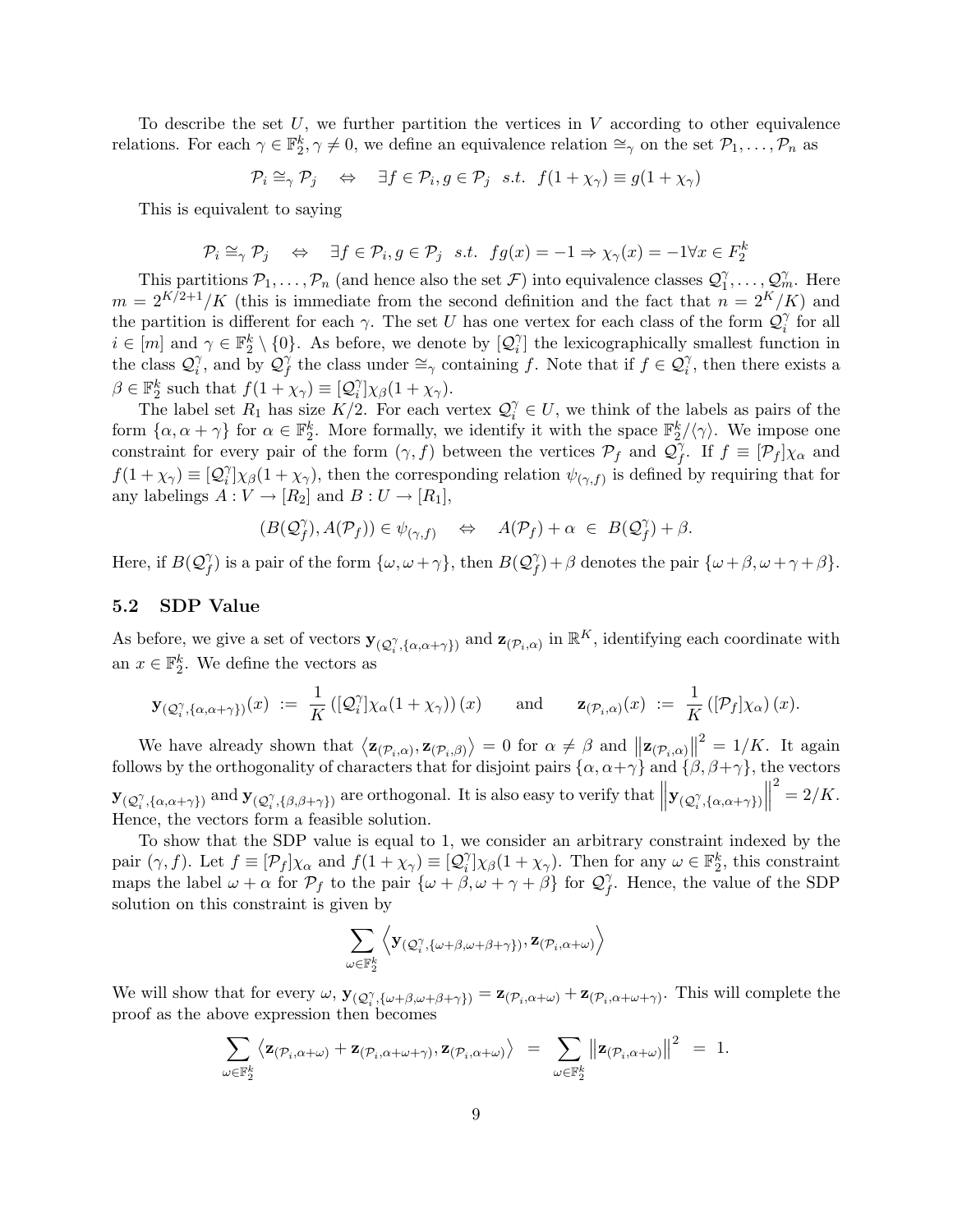To describe the set $U$, we further partition the vertices in $V$ according to other equivalence relations. For each $\gamma \in \mathbb{F}_2^k, \gamma \neq 0$, we define an equivalence relation $\cong_\gamma$ on the set $\mathcal{P}_1, \ldots, \mathcal{P}_n$ as

$$\mathcal{P}_i \cong_\gamma \mathcal{P}_j \quad \Leftrightarrow \quad \exists f \in \mathcal{P}_i, g \in \mathcal{P}_j \;\; s.t. \;\; f(1 + \chi_\gamma) \equiv g(1 + \chi_\gamma)$$

This is equivalent to saying

$$\mathcal{P}_i \cong_\gamma \mathcal{P}_j \quad \Leftrightarrow \quad \exists f \in \mathcal{P}_i, g \in \mathcal{P}_j \;\; s.t. \;\; fg(x) = -1 \Rightarrow \chi_\gamma(x) = -1 \forall x \in F_2^k$$

This partitions $\mathcal{P}_1, \ldots, \mathcal{P}_n$ (and hence also the set $\mathcal{F}$) into equivalence classes $\mathcal{Q}_1^\gamma, \ldots, \mathcal{Q}_m^\gamma$. Here $m = 2^{K/2+1}/K$ (this is immediate from the second definition and the fact that $n = 2^K/K$) and the partition is different for each $\gamma$. The set $U$ has one vertex for each class of the form $\mathcal{Q}_i^\gamma$ for all $i \in [m]$ and $\gamma \in \mathbb{F}_2^k \setminus \{0\}$. As before, we denote by $[\mathcal{Q}_i^\gamma]$ the lexicographically smallest function in the class $\mathcal{Q}_i^\gamma$, and by $\mathcal{Q}_f^\gamma$ the class under $\cong_\gamma$ containing $f$. Note that if $f \in \mathcal{Q}_i^\gamma$, then there exists a $\beta \in \mathbb{F}_2^k$ such that $f(1 + \chi_\gamma) \equiv [\mathcal{Q}_i^\gamma]\chi_\beta(1 + \chi_\gamma)$.

The label set $R_1$ has size $K/2$. For each vertex $\mathcal{Q}_i^\gamma \in U$, we think of the labels as pairs of the form $\{\alpha, \alpha + \gamma\}$ for $\alpha \in \mathbb{F}_2^k$. More formally, we identify it with the space $\mathbb{F}_2^k/\langle\gamma\rangle$. We impose one constraint for every pair of the form $(\gamma, f)$ between the vertices $\mathcal{P}_f$ and $\mathcal{Q}_f^\gamma$. If $f \equiv [\mathcal{P}_f]\chi_\alpha$ and $f(1 + \chi_\gamma) \equiv [\mathcal{Q}_i^\gamma]\chi_\beta(1 + \chi_\gamma)$, then the corresponding relation $\psi_{(\gamma,f)}$ is defined by requiring that for any labelings $A : V \to [R_2]$ and $B : U \to [R_1]$,

$$(B(\mathcal{Q}_f^\gamma), A(\mathcal{P}_f)) \in \psi_{(\gamma,f)} \quad \Leftrightarrow \quad A(\mathcal{P}_f) + \alpha \;\in\; B(\mathcal{Q}_f^\gamma) + \beta.$$

Here, if $B(\mathcal{Q}_f^\gamma)$ is a pair of the form $\{\omega, \omega + \gamma\}$, then $B(\mathcal{Q}_f^\gamma) + \beta$ denotes the pair $\{\omega + \beta, \omega + \gamma + \beta\}$.

### 5.2 SDP Value

As before, we give a set of vectors $\mathbf{y}_{(\mathcal{Q}_i^\gamma, \{\alpha, \alpha+\gamma\})}$ and $\mathbf{z}_{(\mathcal{P}_i, \alpha)}$ in $\mathbb{R}^K$, identifying each coordinate with an $x \in \mathbb{F}_2^k$. We define the vectors as

$$\mathbf{y}_{(\mathcal{Q}_i^\gamma, \{\alpha, \alpha+\gamma\})}(x) \;:=\; \frac{1}{K}\left([\mathcal{Q}_i^\gamma]\chi_\alpha(1 + \chi_\gamma)\right)(x) \qquad \text{and} \qquad \mathbf{z}_{(\mathcal{P}_i, \alpha)}(x) \;:=\; \frac{1}{K}\left([\mathcal{P}_f]\chi_\alpha\right)(x).$$

We have already shown that $\langle \mathbf{z}_{(\mathcal{P}_i, \alpha)}, \mathbf{z}_{(\mathcal{P}_i, \beta)} \rangle = 0$ for $\alpha \neq \beta$ and $\|\mathbf{z}_{(\mathcal{P}_i, \alpha)}\|^2 = 1/K$. It again follows by the orthogonality of characters that for disjoint pairs $\{\alpha, \alpha+\gamma\}$ and $\{\beta, \beta+\gamma\}$, the vectors $\mathbf{y}_{(\mathcal{Q}_i^\gamma, \{\alpha, \alpha+\gamma\})}$ and $\mathbf{y}_{(\mathcal{Q}_i^\gamma, \{\beta, \beta+\gamma\})}$ are orthogonal. It is also easy to verify that $\left\|\mathbf{y}_{(\mathcal{Q}_i^\gamma, \{\alpha, \alpha+\gamma\})}\right\|^2 = 2/K$. Hence, the vectors form a feasible solution.

To show that the SDP value is equal to 1, we consider an arbitrary constraint indexed by the pair $(\gamma, f)$. Let $f \equiv [\mathcal{P}_f]\chi_\alpha$ and $f(1 + \chi_\gamma) \equiv [\mathcal{Q}_i^\gamma]\chi_\beta(1 + \chi_\gamma)$. Then for any $\omega \in \mathbb{F}_2^k$, this constraint maps the label $\omega + \alpha$ for $\mathcal{P}_f$ to the pair $\{\omega + \beta, \omega + \gamma + \beta\}$ for $\mathcal{Q}_f^\gamma$. Hence, the value of the SDP solution on this constraint is given by

$$\sum_{\omega \in \mathbb{F}_2^k} \left\langle \mathbf{y}_{(\mathcal{Q}_i^\gamma, \{\omega+\beta, \omega+\beta+\gamma\})}, \mathbf{z}_{(\mathcal{P}_i, \alpha+\omega)} \right\rangle$$

We will show that for every $\omega$, $\mathbf{y}_{(\mathcal{Q}_i^\gamma, \{\omega+\beta, \omega+\beta+\gamma\})} = \mathbf{z}_{(\mathcal{P}_i, \alpha+\omega)} + \mathbf{z}_{(\mathcal{P}_i, \alpha+\omega+\gamma)}$. This will complete the proof as the above expression then becomes

$$\sum_{\omega \in \mathbb{F}_2^k} \left\langle \mathbf{z}_{(\mathcal{P}_i, \alpha+\omega)} + \mathbf{z}_{(\mathcal{P}_i, \alpha+\omega+\gamma)}, \mathbf{z}_{(\mathcal{P}_i, \alpha+\omega)} \right\rangle \;=\; \sum_{\omega \in \mathbb{F}_2^k} \left\|\mathbf{z}_{(\mathcal{P}_i, \alpha+\omega)}\right\|^2 \;=\; 1.$$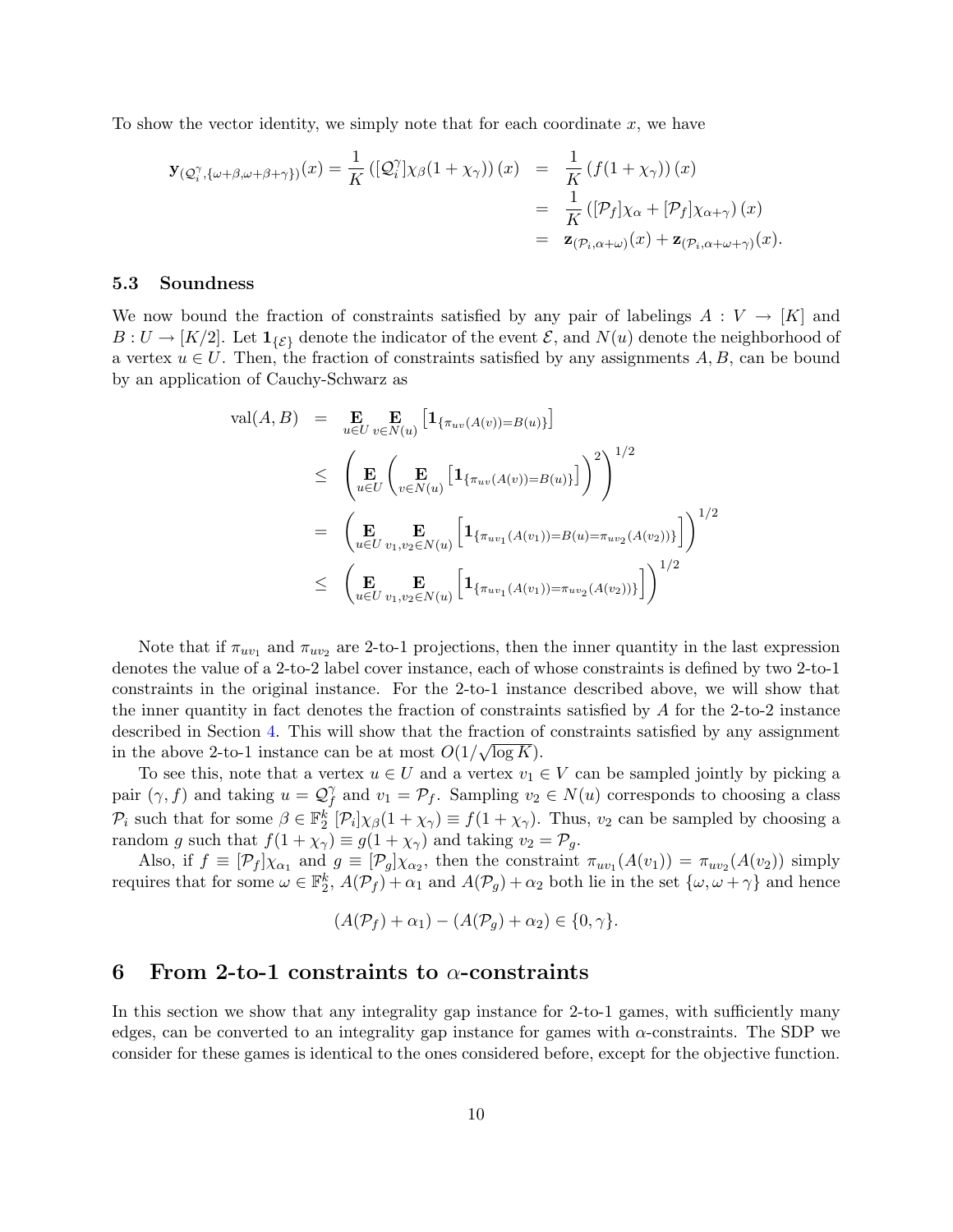To show the vector identity, we simply note that for each coordinate $x$, we have

$$
\begin{aligned}
\mathbf{y}_{(\mathcal{Q}_i^\gamma,\{\omega+\beta,\omega+\beta+\gamma\})}(x) = \frac{1}{K}\left([\mathcal{Q}_i^\gamma]\chi_\beta(1+\chi_\gamma)\right)(x) &= \frac{1}{K}\left(f(1+\chi_\gamma)\right)(x) \\
&= \frac{1}{K}\left([\mathcal{P}_f]\chi_\alpha + [\mathcal{P}_f]\chi_{\alpha+\gamma}\right)(x) \\
&= \mathbf{z}_{(\mathcal{P}_i,\alpha+\omega)}(x) + \mathbf{z}_{(\mathcal{P}_i,\alpha+\omega+\gamma)}(x).
\end{aligned}
$$

### 5.3 Soundness

We now bound the fraction of constraints satisfied by any pair of labelings $A : V \to [K]$ and $B : U \to [K/2]$. Let $\mathbf{1}_{\{\mathcal{E}\}}$ denote the indicator of the event $\mathcal{E}$, and $N(u)$ denote the neighborhood of a vertex $u \in U$. Then, the fraction of constraints satisfied by any assignments $A, B$, can be bound by an application of Cauchy-Schwarz as

$$
\begin{aligned}
\mathrm{val}(A,B) &= \mathop{\mathbf{E}}_{u\in U}\mathop{\mathbf{E}}_{v\in N(u)}\left[\mathbf{1}_{\{\pi_{uv}(A(v))=B(u)\}}\right] \\
&\leq \left(\mathop{\mathbf{E}}_{u\in U}\left(\mathop{\mathbf{E}}_{v\in N(u)}\left[\mathbf{1}_{\{\pi_{uv}(A(v))=B(u)\}}\right]\right)^2\right)^{1/2} \\
&= \left(\mathop{\mathbf{E}}_{u\in U}\mathop{\mathbf{E}}_{v_1,v_2\in N(u)}\left[\mathbf{1}_{\{\pi_{uv_1}(A(v_1))=B(u)=\pi_{uv_2}(A(v_2))\}}\right]\right)^{1/2} \\
&\leq \left(\mathop{\mathbf{E}}_{u\in U}\mathop{\mathbf{E}}_{v_1,v_2\in N(u)}\left[\mathbf{1}_{\{\pi_{uv_1}(A(v_1))=\pi_{uv_2}(A(v_2))\}}\right]\right)^{1/2}
\end{aligned}
$$

Note that if $\pi_{uv_1}$ and $\pi_{uv_2}$ are 2-to-1 projections, then the inner quantity in the last expression denotes the value of a 2-to-2 label cover instance, each of whose constraints is defined by two 2-to-1 constraints in the original instance. For the 2-to-1 instance described above, we will show that the inner quantity in fact denotes the fraction of constraints satisfied by $A$ for the 2-to-2 instance described in Section 4. This will show that the fraction of constraints satisfied by any assignment in the above 2-to-1 instance can be at most $O(1/\sqrt{\log K})$.

To see this, note that a vertex $u \in U$ and a vertex $v_1 \in V$ can be sampled jointly by picking a pair $(\gamma, f)$ and taking $u = \mathcal{Q}_f^\gamma$ and $v_1 = \mathcal{P}_f$. Sampling $v_2 \in N(u)$ corresponds to choosing a class $\mathcal{P}_i$ such that for some $\beta \in \mathbb{F}_2^k$ $[\mathcal{P}_i]\chi_\beta(1+\chi_\gamma) \equiv f(1+\chi_\gamma)$. Thus, $v_2$ can be sampled by choosing a random $g$ such that $f(1+\chi_\gamma) \equiv g(1+\chi_\gamma)$ and taking $v_2 = \mathcal{P}_g$.

Also, if $f \equiv [\mathcal{P}_f]\chi_{\alpha_1}$ and $g \equiv [\mathcal{P}_g]\chi_{\alpha_2}$, then the constraint $\pi_{uv_1}(A(v_1)) = \pi_{uv_2}(A(v_2))$ simply requires that for some $\omega \in \mathbb{F}_2^k$, $A(\mathcal{P}_f)+\alpha_1$ and $A(\mathcal{P}_g)+\alpha_2$ both lie in the set $\{\omega, \omega+\gamma\}$ and hence

$$
(A(\mathcal{P}_f)+\alpha_1) - (A(\mathcal{P}_g)+\alpha_2) \in \{0, \gamma\}.
$$

## 6 From 2-to-1 constraints to $\alpha$-constraints

In this section we show that any integrality gap instance for 2-to-1 games, with sufficiently many edges, can be converted to an integrality gap instance for games with $\alpha$-constraints. The SDP we consider for these games is identical to the ones considered before, except for the objective function.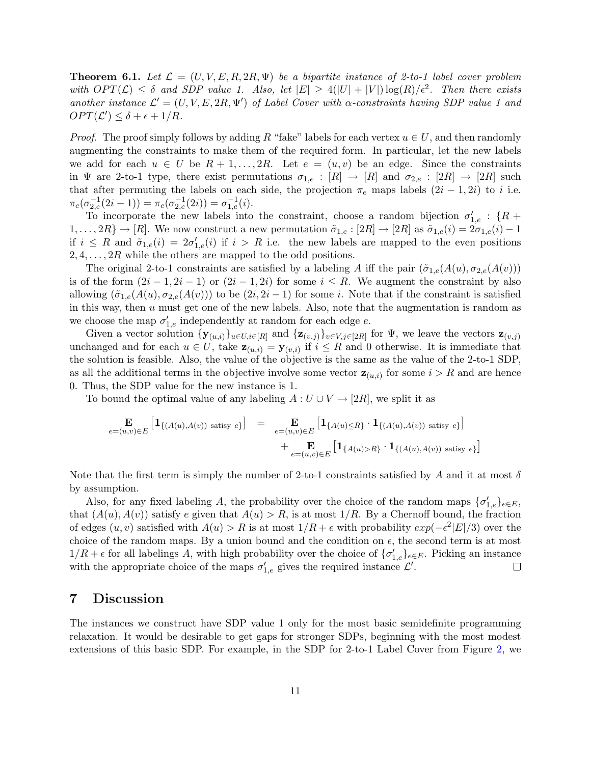**Theorem 6.1.** *Let $\mathcal{L} = (U, V, E, R, 2R, \Psi)$ be a bipartite instance of 2-to-1 label cover problem with $OPT(\mathcal{L}) \leq \delta$ and SDP value 1. Also, let $|E| \geq 4(|U| + |V|)\log(R)/\epsilon^2$. Then there exists another instance $\mathcal{L}' = (U, V, E, 2R, \Psi')$ of Label Cover with $\alpha$-constraints having SDP value 1 and $OPT(\mathcal{L}') \leq \delta + \epsilon + 1/R$.*

*Proof.* The proof simply follows by adding $R$ "fake" labels for each vertex $u \in U$, and then randomly augmenting the constraints to make them of the required form. In particular, let the new labels we add for each $u \in U$ be $R+1, \ldots, 2R$. Let $e = (u, v)$ be an edge. Since the constraints in $\Psi$ are 2-to-1 type, there exist permutations $\sigma_{1,e} : [R] \to [R]$ and $\sigma_{2,e} : [2R] \to [2R]$ such that after permuting the labels on each side, the projection $\pi_e$ maps labels $(2i-1, 2i)$ to $i$ i.e. $\pi_e(\sigma_{2,e}^{-1}(2i-1)) = \pi_e(\sigma_{2,e}^{-1}(2i)) = \sigma_{1,e}^{-1}(i)$.

To incorporate the new labels into the constraint, choose a random bijection $\sigma'_{1,e} : \{R+1, \ldots, 2R\} \to [R]$. We now construct a new permutation $\tilde{\sigma}_{1,e} : [2R] \to [2R]$ as $\tilde{\sigma}_{1,e}(i) = 2\sigma_{1,e}(i) - 1$ if $i \leq R$ and $\tilde{\sigma}_{1,e}(i) = 2\sigma'_{1,e}(i)$ if $i > R$ i.e. the new labels are mapped to the even positions $2, 4, \ldots, 2R$ while the others are mapped to the odd positions.

The original 2-to-1 constraints are satisfied by a labeling $A$ iff the pair $(\tilde{\sigma}_{1,e}(A(u), \sigma_{2,e}(A(v)))$ is of the form $(2i-1, 2i-1)$ or $(2i-1, 2i)$ for some $i \leq R$. We augment the constraint by also allowing $(\tilde{\sigma}_{1,e}(A(u), \sigma_{2,e}(A(v)))$ to be $(2i, 2i-1)$ for some $i$. Note that if the constraint is satisfied in this way, then $u$ must get one of the new labels. Also, note that the augmentation is random as we choose the map $\sigma'_{1,e}$ independently at random for each edge $e$.

Given a vector solution $\{\mathbf{y}_{(u,i)}\}_{u \in U, i \in [R]}$ and $\{\mathbf{z}_{(v,j)}\}_{v \in V, j \in [2R]}$ for $\Psi$, we leave the vectors $\mathbf{z}_{(v,j)}$ unchanged and for each $u \in U$, take $\mathbf{z}_{(u,i)} = \mathbf{y}_{(v,i)}$ if $i \leq R$ and 0 otherwise. It is immediate that the solution is feasible. Also, the value of the objective is the same as the value of the 2-to-1 SDP, as all the additional terms in the objective involve some vector $\mathbf{z}_{(u,i)}$ for some $i > R$ and are hence 0. Thus, the SDP value for the new instance is 1.

To bound the optimal value of any labeling $A : U \cup V \to [2R]$, we split it as

$$
\begin{aligned}
\mathop{\mathbf{E}}_{e=(u,v)\in E}\left[\mathbf{1}_{\{(A(u),A(v)) \text{ satisy } e\}}\right] &= \mathop{\mathbf{E}}_{e=(u,v)\in E}\left[\mathbf{1}_{\{A(u)\leq R\}} \cdot \mathbf{1}_{\{(A(u),A(v)) \text{ satisy } e\}}\right] \\
&\quad + \mathop{\mathbf{E}}_{e=(u,v)\in E}\left[\mathbf{1}_{\{A(u)>R\}} \cdot \mathbf{1}_{\{(A(u),A(v)) \text{ satisy } e\}}\right]
\end{aligned}
$$

Note that the first term is simply the number of 2-to-1 constraints satisfied by $A$ and it at most $\delta$ by assumption.

Also, for any fixed labeling $A$, the probability over the choice of the random maps $\{\sigma'_{1,e}\}_{e \in E}$, that $(A(u), A(v))$ satisfy $e$ given that $A(u) > R$, is at most $1/R$. By a Chernoff bound, the fraction of edges $(u, v)$ satisfied with $A(u) > R$ is at most $1/R + \epsilon$ with probability $exp(-\epsilon^2|E|/3)$ over the choice of the random maps. By a union bound and the condition on $\epsilon$, the second term is at most $1/R + \epsilon$ for all labelings $A$, with high probability over the choice of $\{\sigma'_{1,e}\}_{e \in E}$. Picking an instance with the appropriate choice of the maps $\sigma'_{1,e}$ gives the required instance $\mathcal{L}'$. ◻

## 7 Discussion

The instances we construct have SDP value 1 only for the most basic semidefinite programming relaxation. It would be desirable to get gaps for stronger SDPs, beginning with the most modest extensions of this basic SDP. For example, in the SDP for 2-to-1 Label Cover from Figure 2, we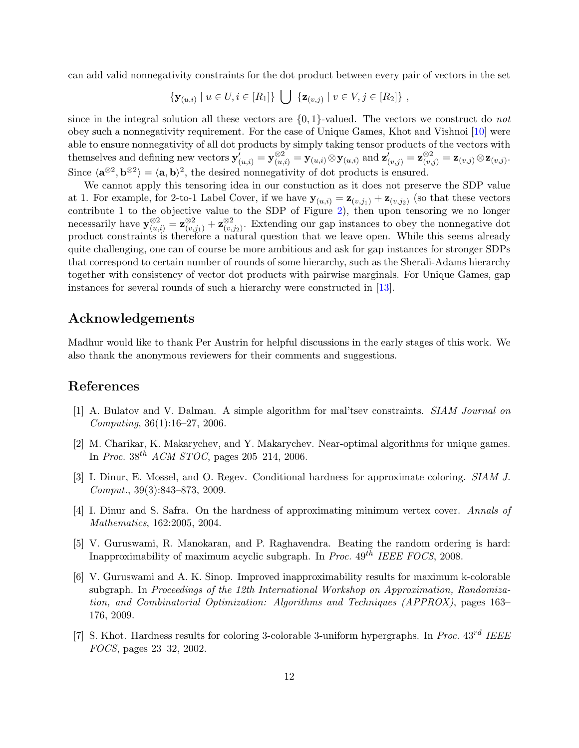can add valid nonnegativity constraints for the dot product between every pair of vectors in the set

$$\{\mathbf{y}_{(u,i)} \mid u \in U, i \in [R_1]\} \bigcup \{\mathbf{z}_{(v,j)} \mid v \in V, j \in [R_2]\} ,$$

since in the integral solution all these vectors are $\{0,1\}$-valued. The vectors we construct do *not* obey such a nonnegativity requirement. For the case of Unique Games, Khot and Vishnoi [10] were able to ensure nonnegativity of all dot products by simply taking tensor products of the vectors with themselves and defining new vectors $\mathbf{y}'_{(u,i)} = \mathbf{y}^{\otimes 2}_{(u,i)} = \mathbf{y}_{(u,i)} \otimes \mathbf{y}_{(u,i)}$ and $\mathbf{z}'_{(v,j)} = \mathbf{z}^{\otimes 2}_{(v,j)} = \mathbf{z}_{(v,j)} \otimes \mathbf{z}_{(v,j)}$. Since $\langle \mathbf{a}^{\otimes 2}, \mathbf{b}^{\otimes 2} \rangle = \langle \mathbf{a}, \mathbf{b} \rangle^2$, the desired nonnegativity of dot products is ensured.

We cannot apply this tensoring idea in our constuction as it does not preserve the SDP value at 1. For example, for 2-to-1 Label Cover, if we have $\mathbf{y}_{(u,i)} = \mathbf{z}_{(v,j_1)} + \mathbf{z}_{(v,j_2)}$ (so that these vectors contribute 1 to the objective value to the SDP of Figure 2), then upon tensoring we no longer necessarily have $\mathbf{y}^{\otimes 2}_{(u,i)} = \mathbf{z}^{\otimes 2}_{(v,j_1)} + \mathbf{z}^{\otimes 2}_{(v,j_2)}$. Extending our gap instances to obey the nonnegative dot product constraints is therefore a natural question that we leave open. While this seems already quite challenging, one can of course be more ambitious and ask for gap instances for stronger SDPs that correspond to certain number of rounds of some hierarchy, such as the Sherali-Adams hierarchy together with consistency of vector dot products with pairwise marginals. For Unique Games, gap instances for several rounds of such a hierarchy were constructed in [13].

## Acknowledgements

Madhur would like to thank Per Austrin for helpful discussions in the early stages of this work. We also thank the anonymous reviewers for their comments and suggestions.

## References

[1] A. Bulatov and V. Dalmau. A simple algorithm for mal'tsev constraints. *SIAM Journal on Computing*, 36(1):16–27, 2006.

[2] M. Charikar, K. Makarychev, and Y. Makarychev. Near-optimal algorithms for unique games. In *Proc. 38th ACM STOC*, pages 205–214, 2006.

[3] I. Dinur, E. Mossel, and O. Regev. Conditional hardness for approximate coloring. *SIAM J. Comput.*, 39(3):843–873, 2009.

[4] I. Dinur and S. Safra. On the hardness of approximating minimum vertex cover. *Annals of Mathematics*, 162:2005, 2004.

[5] V. Guruswami, R. Manokaran, and P. Raghavendra. Beating the random ordering is hard: Inapproximability of maximum acyclic subgraph. In *Proc. 49th IEEE FOCS*, 2008.

[6] V. Guruswami and A. K. Sinop. Improved inapproximability results for maximum k-colorable subgraph. In *Proceedings of the 12th International Workshop on Approximation, Randomization, and Combinatorial Optimization: Algorithms and Techniques (APPROX)*, pages 163–176, 2009.

[7] S. Khot. Hardness results for coloring 3-colorable 3-uniform hypergraphs. In *Proc. 43rd IEEE FOCS*, pages 23–32, 2002.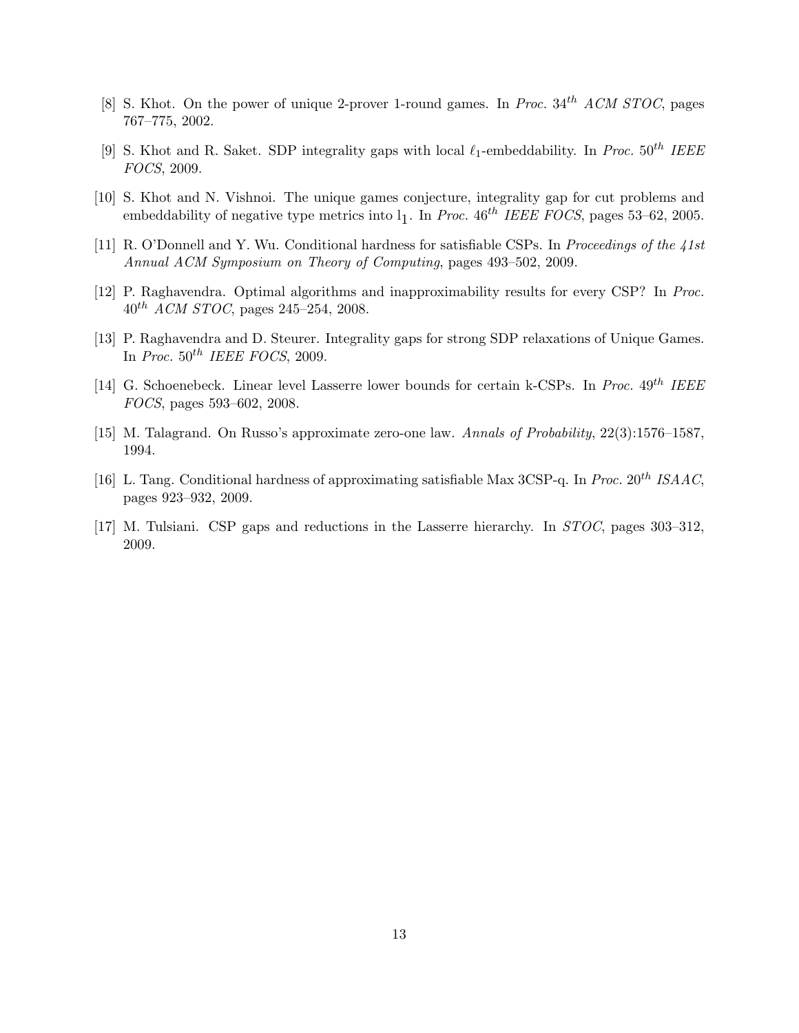[8] S. Khot. On the power of unique 2-prover 1-round games. In *Proc. $34^{th}$ ACM STOC*, pages 767–775, 2002.

[9] S. Khot and R. Saket. SDP integrality gaps with local $\ell_1$-embeddability. In *Proc. $50^{th}$ IEEE FOCS*, 2009.

[10] S. Khot and N. Vishnoi. The unique games conjecture, integrality gap for cut problems and embeddability of negative type metrics into $l_1$. In *Proc. $46^{th}$ IEEE FOCS*, pages 53–62, 2005.

[11] R. O'Donnell and Y. Wu. Conditional hardness for satisfiable CSPs. In *Proceedings of the 41st Annual ACM Symposium on Theory of Computing*, pages 493–502, 2009.

[12] P. Raghavendra. Optimal algorithms and inapproximability results for every CSP? In *Proc. $40^{th}$ ACM STOC*, pages 245–254, 2008.

[13] P. Raghavendra and D. Steurer. Integrality gaps for strong SDP relaxations of Unique Games. In *Proc. $50^{th}$ IEEE FOCS*, 2009.

[14] G. Schoenebeck. Linear level Lasserre lower bounds for certain k-CSPs. In *Proc. $49^{th}$ IEEE FOCS*, pages 593–602, 2008.

[15] M. Talagrand. On Russo's approximate zero-one law. *Annals of Probability*, 22(3):1576–1587, 1994.

[16] L. Tang. Conditional hardness of approximating satisfiable Max 3CSP-q. In *Proc. $20^{th}$ ISAAC*, pages 923–932, 2009.

[17] M. Tulsiani. CSP gaps and reductions in the Lasserre hierarchy. In *STOC*, pages 303–312, 2009.